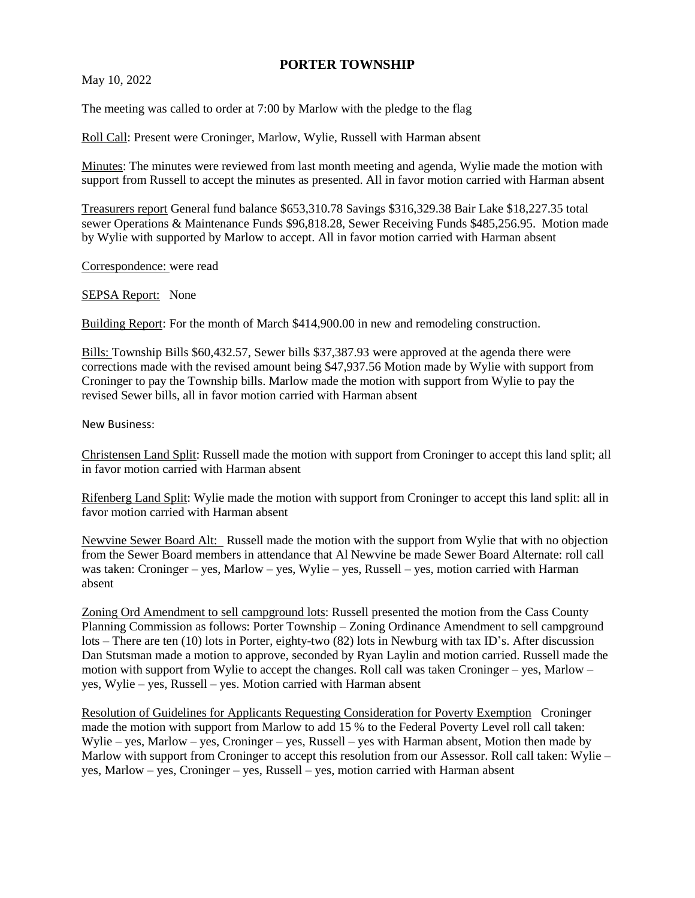# PORTER TOWNSHIP

May 10, 2022

The meeting was called to order at 7:00 by Marlow with the pledge to the flag

<u>Roll Call</u>: Present were Croninger, Marlow, Wylie, Russell with Harman absent

<u>Minutes</u>: The minutes were reviewed from last month meeting and agenda, Wylie made the motion with support from Russell to accept the minutes as presented. All in favor motion carried with Harman absent

<u>Treasurers report</u> General fund balance $653,310.78 Savings $316,329.38 Bair Lake $18,227.35 total sewer Operations & Maintenance Funds $96,818.28, Sewer Receiving Funds $485,256.95. Motion made by Wylie with supported by Marlow to accept. All in favor motion carried with Harman absent

<u>Correspondence:</u> were read

<u>SEPSA Report:</u> None

<u>Building Report</u>: For the month of March $414,900.00 in new and remodeling construction.

<u>Bills:</u> Township Bills $60,432.57, Sewer bills $37,387.93 were approved at the agenda there were corrections made with the revised amount being $47,937.56 Motion made by Wylie with support from Croninger to pay the Township bills. Marlow made the motion with support from Wylie to pay the revised Sewer bills, all in favor motion carried with Harman absent

New Business:

<u>Christensen Land Split</u>: Russell made the motion with support from Croninger to accept this land split; all in favor motion carried with Harman absent

<u>Rifenberg Land Split</u>: Wylie made the motion with support from Croninger to accept this land split: all in favor motion carried with Harman absent

<u>Newvine Sewer Board Alt:</u> Russell made the motion with the support from Wylie that with no objection from the Sewer Board members in attendance that Al Newvine be made Sewer Board Alternate: roll call was taken: Croninger – yes, Marlow – yes, Wylie – yes, Russell – yes, motion carried with Harman absent

<u>Zoning Ord Amendment to sell campground lots</u>: Russell presented the motion from the Cass County Planning Commission as follows: Porter Township – Zoning Ordinance Amendment to sell campground lots – There are ten (10) lots in Porter, eighty-two (82) lots in Newburg with tax ID's. After discussion Dan Stutsman made a motion to approve, seconded by Ryan Laylin and motion carried. Russell made the motion with support from Wylie to accept the changes. Roll call was taken Croninger – yes, Marlow – yes, Wylie – yes, Russell – yes. Motion carried with Harman absent

<u>Resolution of Guidelines for Applicants Requesting Consideration for Poverty Exemption</u> Croninger made the motion with support from Marlow to add 15 % to the Federal Poverty Level roll call taken: Wylie – yes, Marlow – yes, Croninger – yes, Russell – yes with Harman absent, Motion then made by Marlow with support from Croninger to accept this resolution from our Assessor. Roll call taken: Wylie – yes, Marlow – yes, Croninger – yes, Russell – yes, motion carried with Harman absent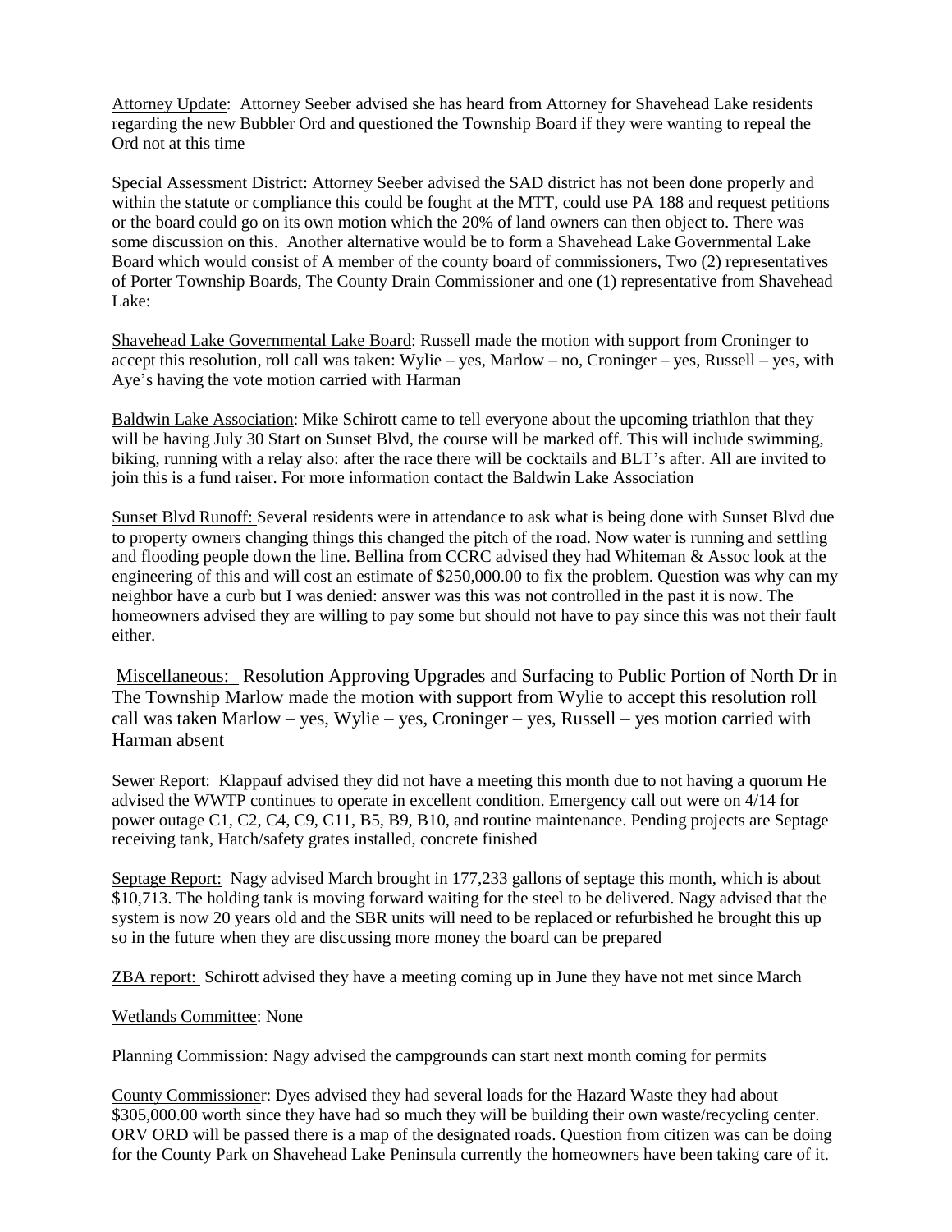Attorney Update: Attorney Seeber advised she has heard from Attorney for Shavehead Lake residents regarding the new Bubbler Ord and questioned the Township Board if they were wanting to repeal the Ord not at this time

Special Assessment District: Attorney Seeber advised the SAD district has not been done properly and within the statute or compliance this could be fought at the MTT, could use PA 188 and request petitions or the board could go on its own motion which the 20% of land owners can then object to. There was some discussion on this. Another alternative would be to form a Shavehead Lake Governmental Lake Board which would consist of A member of the county board of commissioners, Two (2) representatives of Porter Township Boards, The County Drain Commissioner and one (1) representative from Shavehead Lake:

Shavehead Lake Governmental Lake Board: Russell made the motion with support from Croninger to accept this resolution, roll call was taken: Wylie – yes, Marlow – no, Croninger – yes, Russell – yes, with Aye's having the vote motion carried with Harman

Baldwin Lake Association: Mike Schirott came to tell everyone about the upcoming triathlon that they will be having July 30 Start on Sunset Blvd, the course will be marked off. This will include swimming, biking, running with a relay also: after the race there will be cocktails and BLT's after. All are invited to join this is a fund raiser. For more information contact the Baldwin Lake Association

Sunset Blvd Runoff: Several residents were in attendance to ask what is being done with Sunset Blvd due to property owners changing things this changed the pitch of the road. Now water is running and settling and flooding people down the line. Bellina from CCRC advised they had Whiteman & Assoc look at the engineering of this and will cost an estimate of $250,000.00 to fix the problem. Question was why can my neighbor have a curb but I was denied: answer was this was not controlled in the past it is now. The homeowners advised they are willing to pay some but should not have to pay since this was not their fault either.

Miscellaneous: Resolution Approving Upgrades and Surfacing to Public Portion of North Dr in The Township Marlow made the motion with support from Wylie to accept this resolution roll call was taken Marlow – yes, Wylie – yes, Croninger – yes, Russell – yes motion carried with Harman absent

Sewer Report: Klappauf advised they did not have a meeting this month due to not having a quorum He advised the WWTP continues to operate in excellent condition. Emergency call out were on 4/14 for power outage C1, C2, C4, C9, C11, B5, B9, B10, and routine maintenance. Pending projects are Septage receiving tank, Hatch/safety grates installed, concrete finished

Septage Report: Nagy advised March brought in 177,233 gallons of septage this month, which is about $10,713. The holding tank is moving forward waiting for the steel to be delivered. Nagy advised that the system is now 20 years old and the SBR units will need to be replaced or refurbished he brought this up so in the future when they are discussing more money the board can be prepared

ZBA report: Schirott advised they have a meeting coming up in June they have not met since March

Wetlands Committee: None

Planning Commission: Nagy advised the campgrounds can start next month coming for permits

County Commissioner: Dyes advised they had several loads for the Hazard Waste they had about $305,000.00 worth since they have had so much they will be building their own waste/recycling center. ORV ORD will be passed there is a map of the designated roads. Question from citizen was can be doing for the County Park on Shavehead Lake Peninsula currently the homeowners have been taking care of it.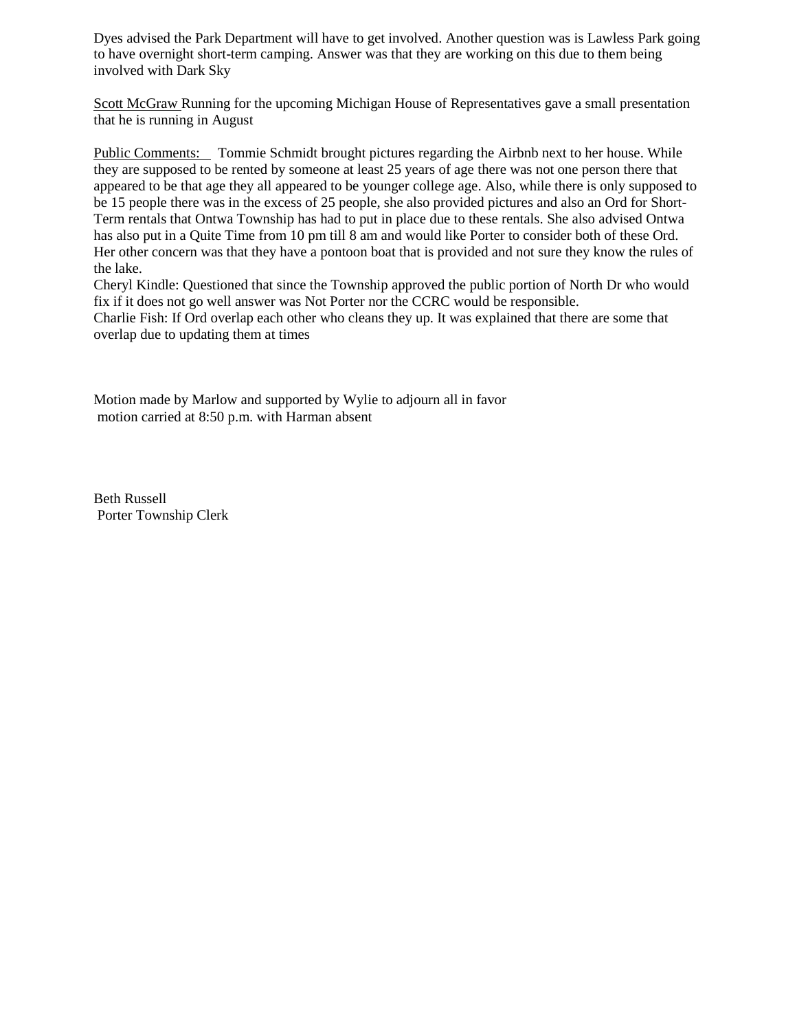Dyes advised the Park Department will have to get involved. Another question was is Lawless Park going to have overnight short-term camping. Answer was that they are working on this due to them being involved with Dark Sky

Scott McGraw Running for the upcoming Michigan House of Representatives gave a small presentation that he is running in August

Public Comments: Tommie Schmidt brought pictures regarding the Airbnb next to her house. While they are supposed to be rented by someone at least 25 years of age there was not one person there that appeared to be that age they all appeared to be younger college age. Also, while there is only supposed to be 15 people there was in the excess of 25 people, she also provided pictures and also an Ord for Short-Term rentals that Ontwa Township has had to put in place due to these rentals. She also advised Ontwa has also put in a Quite Time from 10 pm till 8 am and would like Porter to consider both of these Ord. Her other concern was that they have a pontoon boat that is provided and not sure they know the rules of the lake.

Cheryl Kindle: Questioned that since the Township approved the public portion of North Dr who would fix if it does not go well answer was Not Porter nor the CCRC would be responsible.

Charlie Fish: If Ord overlap each other who cleans they up. It was explained that there are some that overlap due to updating them at times

Motion made by Marlow and supported by Wylie to adjourn all in favor
motion carried at 8:50 p.m. with Harman absent

Beth Russell
Porter Township Clerk